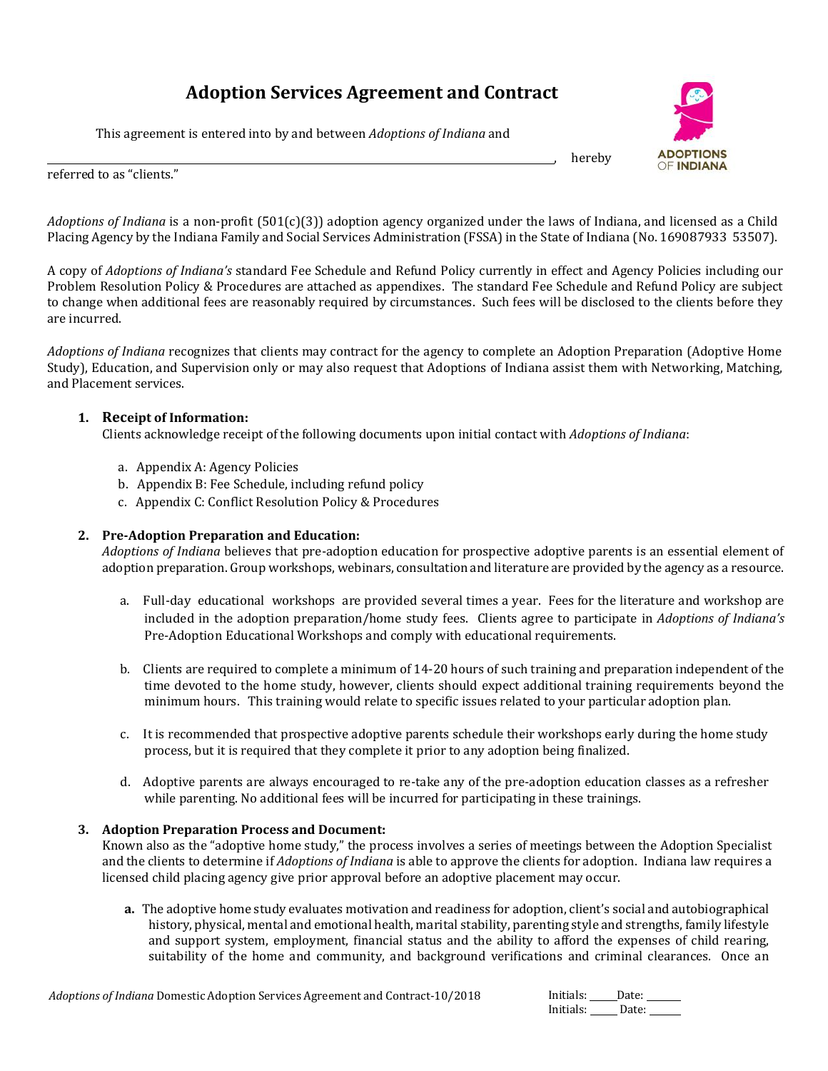# Adoption Services Agreement and Contract

This agreement is entered into by and between *Adoptions of Indiana* and

______________________________________________________________________________, hereby referred to as "clients."

*Adoptions of Indiana* is a non-profit (501(c)(3)) adoption agency organized under the laws of Indiana, and licensed as a Child Placing Agency by the Indiana Family and Social Services Administration (FSSA) in the State of Indiana (No. 169087933 53507).

A copy of *Adoptions of Indiana's* standard Fee Schedule and Refund Policy currently in effect and Agency Policies including our Problem Resolution Policy & Procedures are attached as appendixes. The standard Fee Schedule and Refund Policy are subject to change when additional fees are reasonably required by circumstances. Such fees will be disclosed to the clients before they are incurred.

*Adoptions of Indiana* recognizes that clients may contract for the agency to complete an Adoption Preparation (Adoptive Home Study), Education, and Supervision only or may also request that Adoptions of Indiana assist them with Networking, Matching, and Placement services.

1. **Receipt of Information:**
   Clients acknowledge receipt of the following documents upon initial contact with *Adoptions of Indiana*:

   a. Appendix A: Agency Policies
   b. Appendix B: Fee Schedule, including refund policy
   c. Appendix C: Conflict Resolution Policy & Procedures

2. **Pre-Adoption Preparation and Education:**
   *Adoptions of Indiana* believes that pre-adoption education for prospective adoptive parents is an essential element of adoption preparation. Group workshops, webinars, consultation and literature are provided by the agency as a resource.

   a. Full-day educational workshops are provided several times a year. Fees for the literature and workshop are included in the adoption preparation/home study fees. Clients agree to participate in *Adoptions of Indiana's* Pre-Adoption Educational Workshops and comply with educational requirements.

   b. Clients are required to complete a minimum of 14-20 hours of such training and preparation independent of the time devoted to the home study, however, clients should expect additional training requirements beyond the minimum hours. This training would relate to specific issues related to your particular adoption plan.

   c. It is recommended that prospective adoptive parents schedule their workshops early during the home study process, but it is required that they complete it prior to any adoption being finalized.

   d. Adoptive parents are always encouraged to re-take any of the pre-adoption education classes as a refresher while parenting. No additional fees will be incurred for participating in these trainings.

3. **Adoption Preparation Process and Document:**
   Known also as the "adoptive home study," the process involves a series of meetings between the Adoption Specialist and the clients to determine if *Adoptions of Indiana* is able to approve the clients for adoption. Indiana law requires a licensed child placing agency give prior approval before an adoptive placement may occur.

   **a.** The adoptive home study evaluates motivation and readiness for adoption, client's social and autobiographical history, physical, mental and emotional health, marital stability, parenting style and strengths, family lifestyle and support system, employment, financial status and the ability to afford the expenses of child rearing, suitability of the home and community, and background verifications and criminal clearances. Once an

*Adoptions of Indiana* Domestic Adoption Services Agreement and Contract-10/2018

Initials: _____ Date: _______
Initials: _____ Date: _______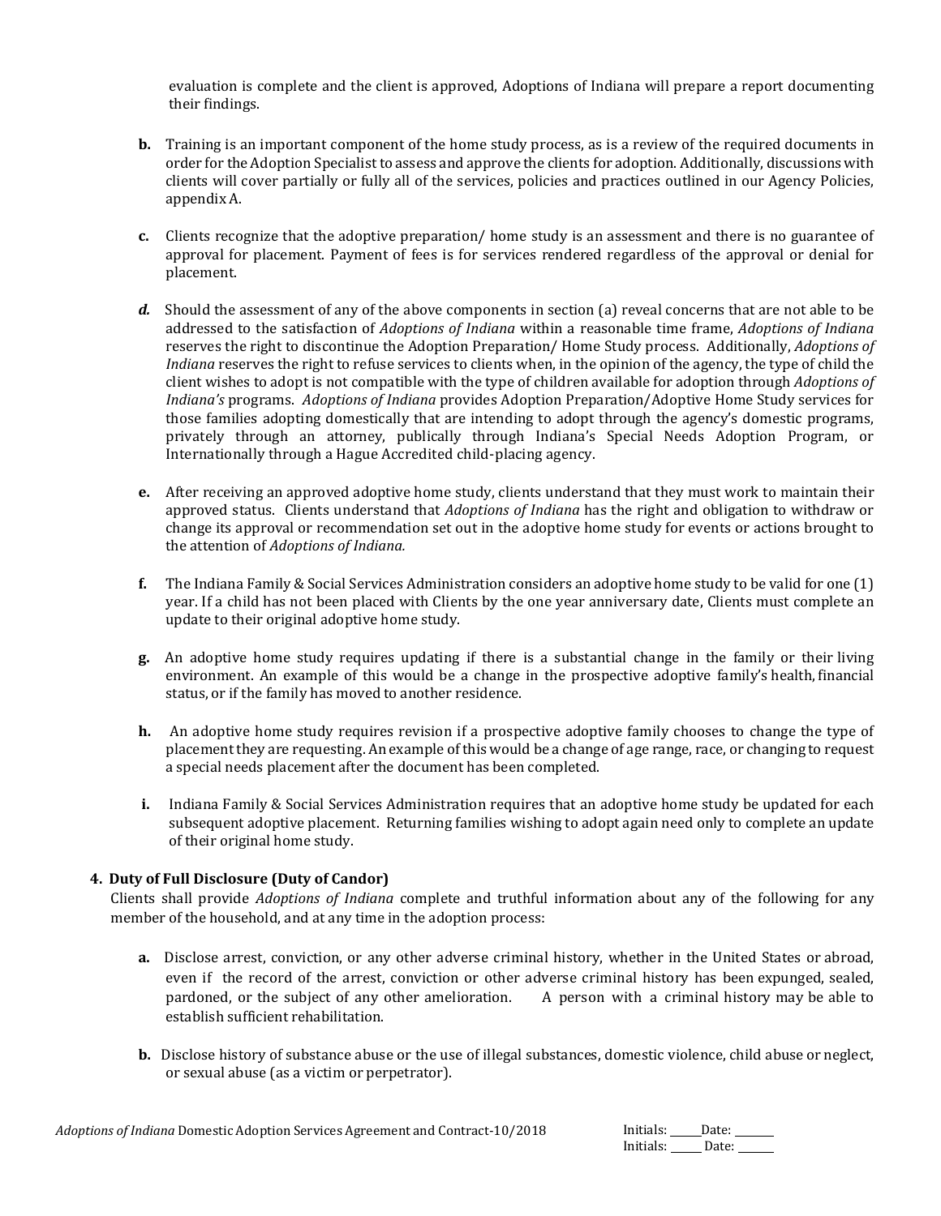evaluation is complete and the client is approved, Adoptions of Indiana will prepare a report documenting their findings.

**b.** Training is an important component of the home study process, as is a review of the required documents in order for the Adoption Specialist to assess and approve the clients for adoption. Additionally, discussions with clients will cover partially or fully all of the services, policies and practices outlined in our Agency Policies, appendix A.

**c.** Clients recognize that the adoptive preparation/ home study is an assessment and there is no guarantee of approval for placement. Payment of fees is for services rendered regardless of the approval or denial for placement.

***d.*** Should the assessment of any of the above components in section (a) reveal concerns that are not able to be addressed to the satisfaction of *Adoptions of Indiana* within a reasonable time frame, *Adoptions of Indiana* reserves the right to discontinue the Adoption Preparation/ Home Study process. Additionally, *Adoptions of Indiana* reserves the right to refuse services to clients when, in the opinion of the agency, the type of child the client wishes to adopt is not compatible with the type of children available for adoption through *Adoptions of Indiana's* programs. *Adoptions of Indiana* provides Adoption Preparation/Adoptive Home Study services for those families adopting domestically that are intending to adopt through the agency's domestic programs, privately through an attorney, publically through Indiana's Special Needs Adoption Program, or Internationally through a Hague Accredited child-placing agency.

**e.** After receiving an approved adoptive home study, clients understand that they must work to maintain their approved status. Clients understand that *Adoptions of Indiana* has the right and obligation to withdraw or change its approval or recommendation set out in the adoptive home study for events or actions brought to the attention of *Adoptions of Indiana.*

**f.** The Indiana Family & Social Services Administration considers an adoptive home study to be valid for one (1) year. If a child has not been placed with Clients by the one year anniversary date, Clients must complete an update to their original adoptive home study.

**g.** An adoptive home study requires updating if there is a substantial change in the family or their living environment. An example of this would be a change in the prospective adoptive family's health, financial status, or if the family has moved to another residence.

**h.** An adoptive home study requires revision if a prospective adoptive family chooses to change the type of placement they are requesting. An example of this would be a change of age range, race, or changing to request a special needs placement after the document has been completed.

**i.** Indiana Family & Social Services Administration requires that an adoptive home study be updated for each subsequent adoptive placement. Returning families wishing to adopt again need only to complete an update of their original home study.

**4. Duty of Full Disclosure (Duty of Candor)**

Clients shall provide *Adoptions of Indiana* complete and truthful information about any of the following for any member of the household, and at any time in the adoption process:

**a.** Disclose arrest, conviction, or any other adverse criminal history, whether in the United States or abroad, even if the record of the arrest, conviction or other adverse criminal history has been expunged, sealed, pardoned, or the subject of any other amelioration. A person with a criminal history may be able to establish sufficient rehabilitation.

**b.** Disclose history of substance abuse or the use of illegal substances, domestic violence, child abuse or neglect, or sexual abuse (as a victim or perpetrator).

Initials: ______ Date: _______
Initials: ______ Date: _______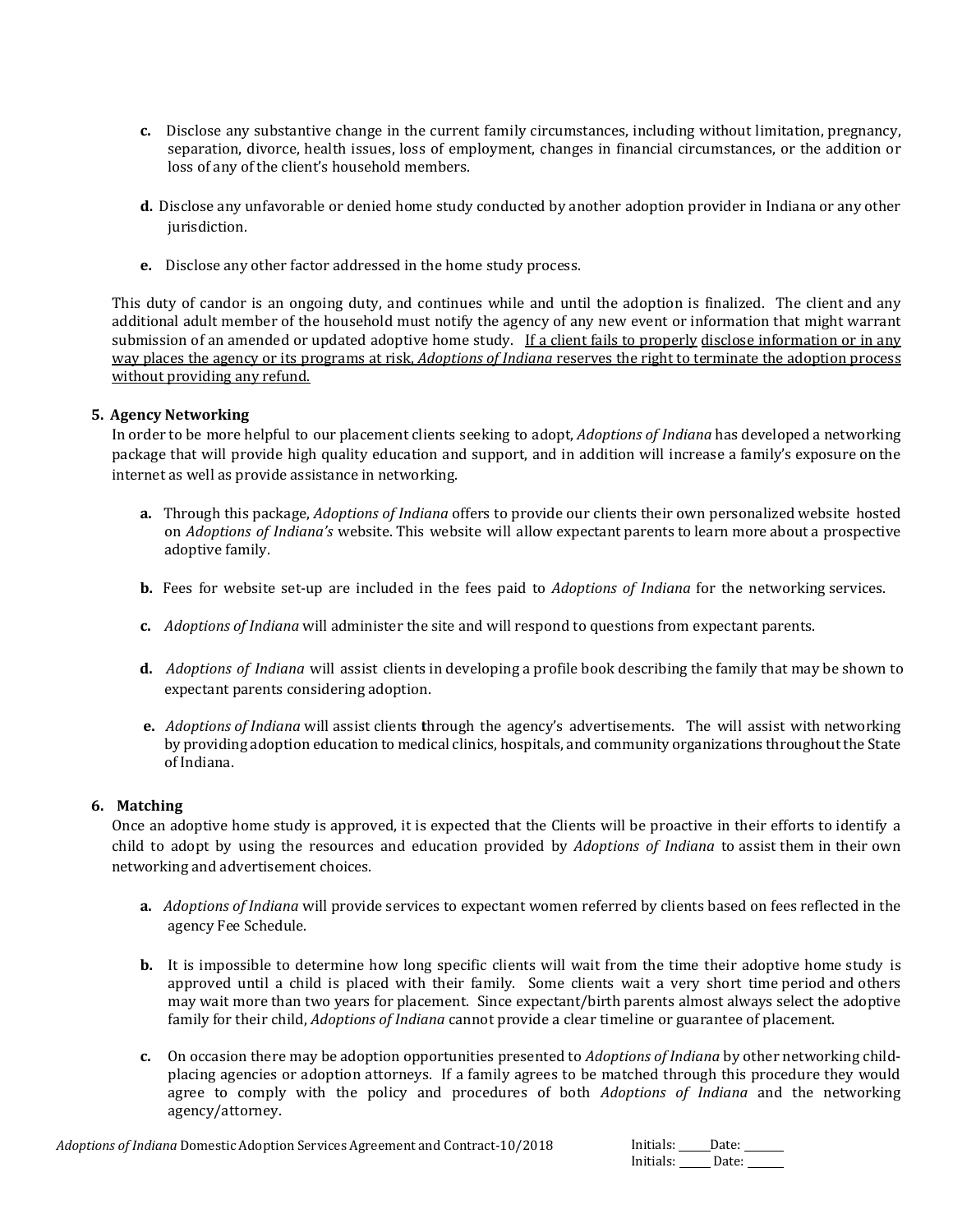c. Disclose any substantive change in the current family circumstances, including without limitation, pregnancy, separation, divorce, health issues, loss of employment, changes in financial circumstances, or the addition or loss of any of the client's household members.

d. Disclose any unfavorable or denied home study conducted by another adoption provider in Indiana or any other jurisdiction.

e. Disclose any other factor addressed in the home study process.

This duty of candor is an ongoing duty, and continues while and until the adoption is finalized. The client and any additional adult member of the household must notify the agency of any new event or information that might warrant submission of an amended or updated adoptive home study. <u>If a client fails to properly disclose information or in any way places the agency or its programs at risk, *Adoptions of Indiana* reserves the right to terminate the adoption process without providing any refund.</u>

**5. Agency Networking**

In order to be more helpful to our placement clients seeking to adopt, *Adoptions of Indiana* has developed a networking package that will provide high quality education and support, and in addition will increase a family's exposure on the internet as well as provide assistance in networking.

**a.** Through this package, *Adoptions of Indiana* offers to provide our clients their own personalized website hosted on *Adoptions of Indiana's* website. This website will allow expectant parents to learn more about a prospective adoptive family.

**b.** Fees for website set-up are included in the fees paid to *Adoptions of Indiana* for the networking services.

**c.** *Adoptions of Indiana* will administer the site and will respond to questions from expectant parents.

**d.** *Adoptions of Indiana* will assist clients in developing a profile book describing the family that may be shown to expectant parents considering adoption.

**e.** *Adoptions of Indiana* will assist clients through the agency's advertisements. The will assist with networking by providing adoption education to medical clinics, hospitals, and community organizations throughout the State of Indiana.

**6. Matching**

Once an adoptive home study is approved, it is expected that the Clients will be proactive in their efforts to identify a child to adopt by using the resources and education provided by *Adoptions of Indiana* to assist them in their own networking and advertisement choices.

**a.** *Adoptions of Indiana* will provide services to expectant women referred by clients based on fees reflected in the agency Fee Schedule.

**b.** It is impossible to determine how long specific clients will wait from the time their adoptive home study is approved until a child is placed with their family. Some clients wait a very short time period and others may wait more than two years for placement. Since expectant/birth parents almost always select the adoptive family for their child, *Adoptions of Indiana* cannot provide a clear timeline or guarantee of placement.

**c.** On occasion there may be adoption opportunities presented to *Adoptions of Indiana* by other networking child-placing agencies or adoption attorneys. If a family agrees to be matched through this procedure they would agree to comply with the policy and procedures of both *Adoptions of Indiana* and the networking agency/attorney.

*Adoptions of Indiana* Domestic Adoption Services Agreement and Contract-10/2018

Initials: _____ Date: _______
Initials: _____ Date: _______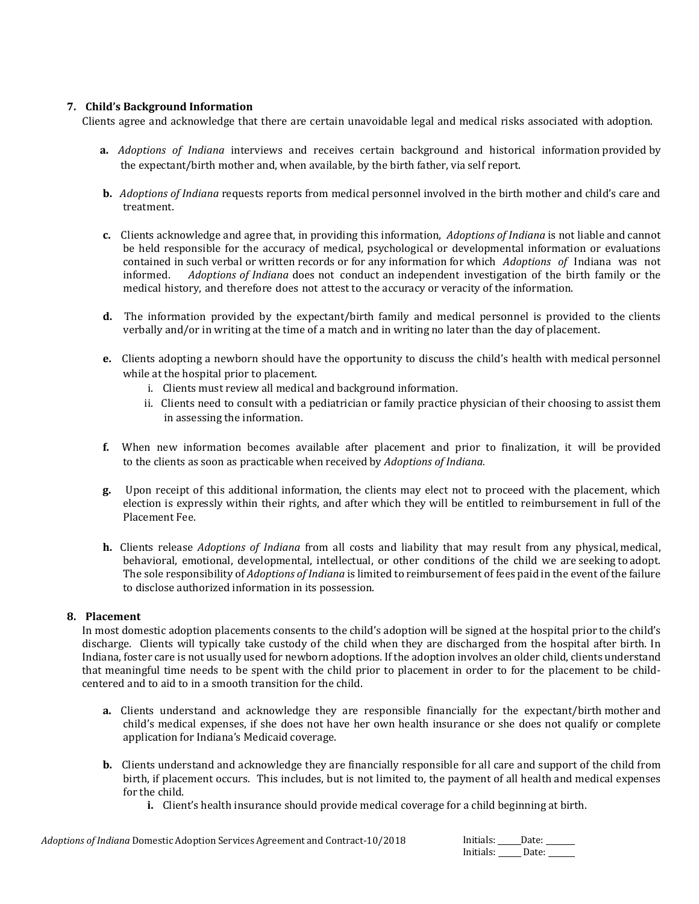**7. Child's Background Information**

Clients agree and acknowledge that there are certain unavoidable legal and medical risks associated with adoption.

**a.** *Adoptions of Indiana* interviews and receives certain background and historical information provided by the expectant/birth mother and, when available, by the birth father, via self report.

**b.** *Adoptions of Indiana* requests reports from medical personnel involved in the birth mother and child's care and treatment.

**c.** Clients acknowledge and agree that, in providing this information, *Adoptions of Indiana* is not liable and cannot be held responsible for the accuracy of medical, psychological or developmental information or evaluations contained in such verbal or written records or for any information for which *Adoptions of* Indiana was not informed. *Adoptions of Indiana* does not conduct an independent investigation of the birth family or the medical history, and therefore does not attest to the accuracy or veracity of the information.

**d.** The information provided by the expectant/birth family and medical personnel is provided to the clients verbally and/or in writing at the time of a match and in writing no later than the day of placement.

**e.** Clients adopting a newborn should have the opportunity to discuss the child's health with medical personnel while at the hospital prior to placement.

i. Clients must review all medical and background information.

ii. Clients need to consult with a pediatrician or family practice physician of their choosing to assist them in assessing the information.

**f.** When new information becomes available after placement and prior to finalization, it will be provided to the clients as soon as practicable when received by *Adoptions of Indiana.*

**g.** Upon receipt of this additional information, the clients may elect not to proceed with the placement, which election is expressly within their rights, and after which they will be entitled to reimbursement in full of the Placement Fee.

**h.** Clients release *Adoptions of Indiana* from all costs and liability that may result from any physical, medical, behavioral, emotional, developmental, intellectual, or other conditions of the child we are seeking to adopt. The sole responsibility of *Adoptions of Indiana* is limited to reimbursement of fees paid in the event of the failure to disclose authorized information in its possession.

**8. Placement**

In most domestic adoption placements consents to the child's adoption will be signed at the hospital prior to the child's discharge. Clients will typically take custody of the child when they are discharged from the hospital after birth. In Indiana, foster care is not usually used for newborn adoptions. If the adoption involves an older child, clients understand that meaningful time needs to be spent with the child prior to placement in order to for the placement to be child-centered and to aid to in a smooth transition for the child.

**a.** Clients understand and acknowledge they are responsible financially for the expectant/birth mother and child's medical expenses, if she does not have her own health insurance or she does not qualify or complete application for Indiana's Medicaid coverage.

**b.** Clients understand and acknowledge they are financially responsible for all care and support of the child from birth, if placement occurs. This includes, but is not limited to, the payment of all health and medical expenses for the child.

**i.** Client's health insurance should provide medical coverage for a child beginning at birth.

*Adoptions of Indiana* Domestic Adoption Services Agreement and Contract-10/2018

Initials: ______ Date: ______
Initials: ______ Date: ______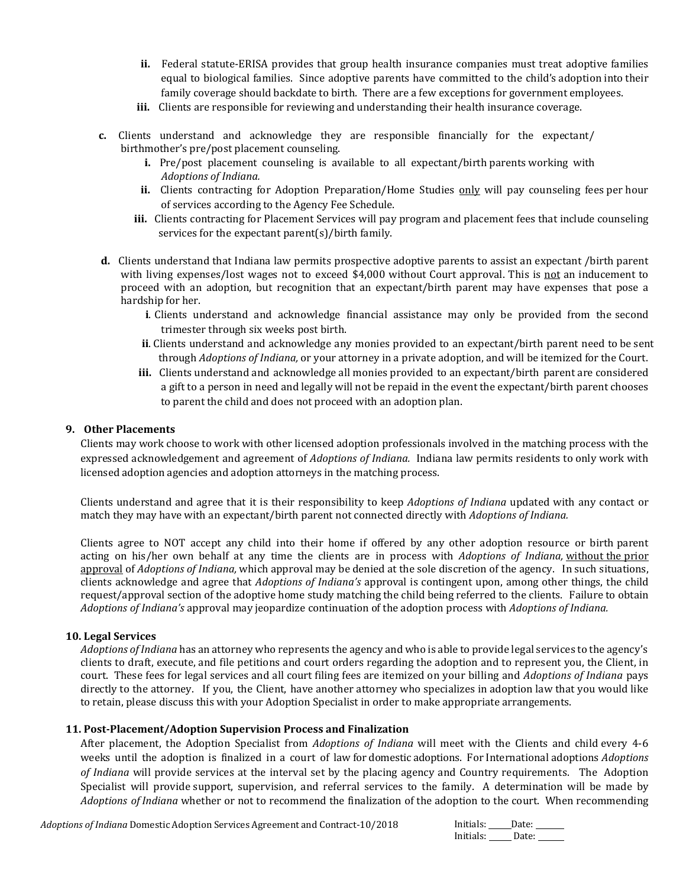- **ii.** Federal statute-ERISA provides that group health insurance companies must treat adoptive families equal to biological families. Since adoptive parents have committed to the child's adoption into their family coverage should backdate to birth. There are a few exceptions for government employees.
   - **iii.** Clients are responsible for reviewing and understanding their health insurance coverage.

- **c.** Clients understand and acknowledge they are responsible financially for the expectant/ birthmother's pre/post placement counseling.
   - **i.** Pre/post placement counseling is available to all expectant/birth parents working with *Adoptions of Indiana.*
   - **ii.** Clients contracting for Adoption Preparation/Home Studies <u>only</u> will pay counseling fees per hour of services according to the Agency Fee Schedule.
   - **iii.** Clients contracting for Placement Services will pay program and placement fees that include counseling services for the expectant parent(s)/birth family.

- **d.** Clients understand that Indiana law permits prospective adoptive parents to assist an expectant /birth parent with living expenses/lost wages not to exceed $4,000 without Court approval. This is <u>not</u> an inducement to proceed with an adoption, but recognition that an expectant/birth parent may have expenses that pose a hardship for her.
   - **i**. Clients understand and acknowledge financial assistance may only be provided from the second trimester through six weeks post birth.
   - **ii**. Clients understand and acknowledge any monies provided to an expectant/birth parent need to be sent through *Adoptions of Indiana,* or your attorney in a private adoption, and will be itemized for the Court.
   - **iii.** Clients understand and acknowledge all monies provided to an expectant/birth parent are considered a gift to a person in need and legally will not be repaid in the event the expectant/birth parent chooses to parent the child and does not proceed with an adoption plan.

### 9. Other Placements

Clients may work choose to work with other licensed adoption professionals involved in the matching process with the expressed acknowledgement and agreement of *Adoptions of Indiana*. Indiana law permits residents to only work with licensed adoption agencies and adoption attorneys in the matching process.

Clients understand and agree that it is their responsibility to keep *Adoptions of Indiana* updated with any contact or match they may have with an expectant/birth parent not connected directly with *Adoptions of Indiana.*

Clients agree to NOT accept any child into their home if offered by any other adoption resource or birth parent acting on his/her own behalf at any time the clients are in process with *Adoptions of Indiana,* <u>without the prior approval</u> of *Adoptions of Indiana,* which approval may be denied at the sole discretion of the agency. In such situations, clients acknowledge and agree that *Adoptions of Indiana's* approval is contingent upon, among other things, the child request/approval section of the adoptive home study matching the child being referred to the clients. Failure to obtain *Adoptions of Indiana's* approval may jeopardize continuation of the adoption process with *Adoptions of Indiana.*

### 10. Legal Services

*Adoptions of Indiana* has an attorney who represents the agency and who is able to provide legal services to the agency's clients to draft, execute, and file petitions and court orders regarding the adoption and to represent you, the Client, in court. These fees for legal services and all court filing fees are itemized on your billing and *Adoptions of Indiana* pays directly to the attorney. If you, the Client, have another attorney who specializes in adoption law that you would like to retain, please discuss this with your Adoption Specialist in order to make appropriate arrangements.

### 11. Post-Placement/Adoption Supervision Process and Finalization

After placement, the Adoption Specialist from *Adoptions of Indiana* will meet with the Clients and child every 4-6 weeks until the adoption is finalized in a court of law for domestic adoptions. For International adoptions *Adoptions of Indiana* will provide services at the interval set by the placing agency and Country requirements. The Adoption Specialist will provide support, supervision, and referral services to the family. A determination will be made by *Adoptions of Indiana* whether or not to recommend the finalization of the adoption to the court. When recommending

*Adoptions of Indiana* Domestic Adoption Services Agreement and Contract-10/2018

Initials: ______ Date: _______
Initials: ______ Date: _______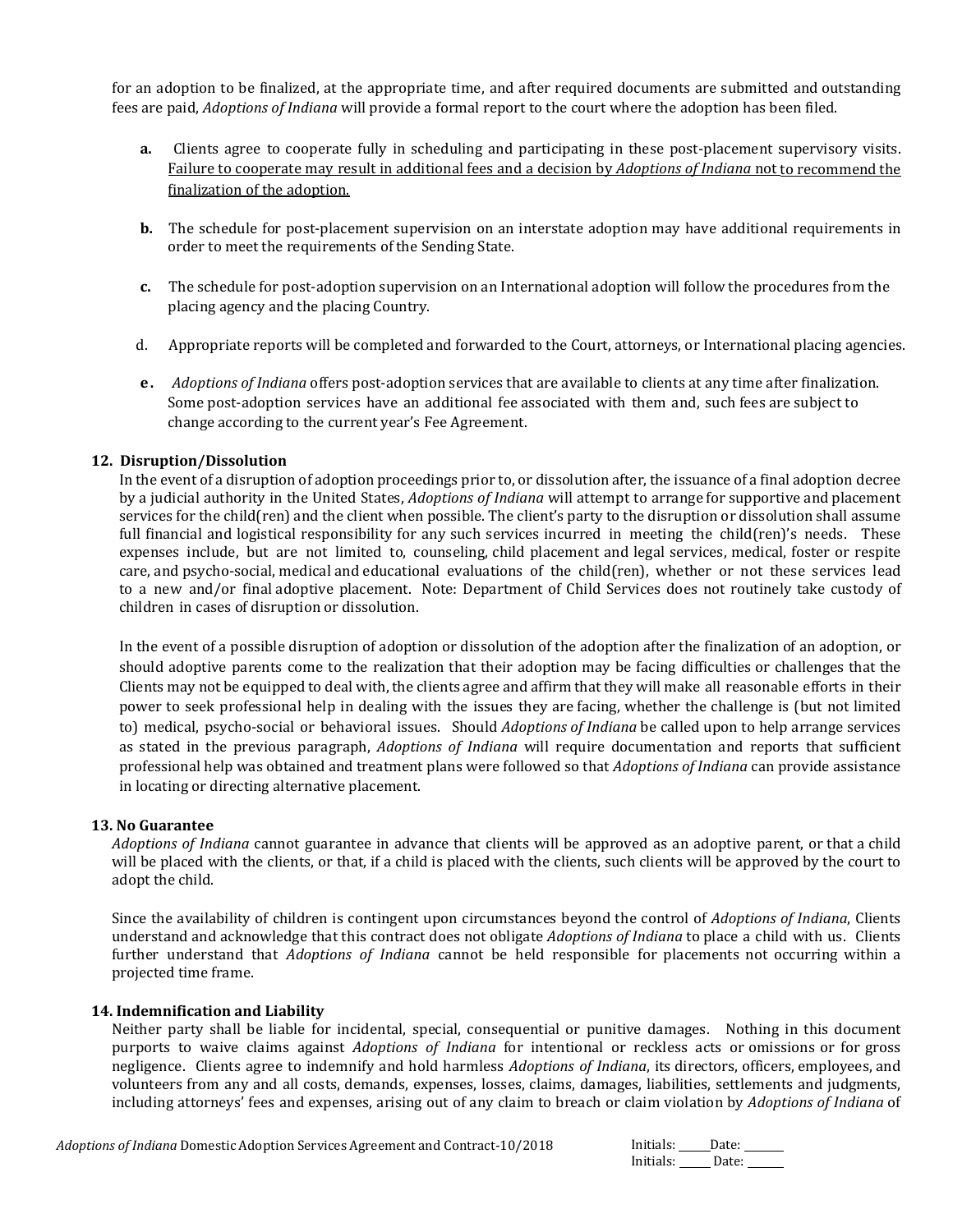for an adoption to be finalized, at the appropriate time, and after required documents are submitted and outstanding fees are paid, *Adoptions of Indiana* will provide a formal report to the court where the adoption has been filed.

- **a.** Clients agree to cooperate fully in scheduling and participating in these post-placement supervisory visits. <u>Failure to cooperate may result in additional fees and a decision by *Adoptions of Indiana* not to recommend the finalization of the adoption.</u>

- **b.** The schedule for post-placement supervision on an interstate adoption may have additional requirements in order to meet the requirements of the Sending State.

- **c.** The schedule for post-adoption supervision on an International adoption will follow the procedures from the placing agency and the placing Country.

- d. Appropriate reports will be completed and forwarded to the Court, attorneys, or International placing agencies.

- **e.** *Adoptions of Indiana* offers post-adoption services that are available to clients at any time after finalization. Some post-adoption services have an additional fee associated with them and, such fees are subject to change according to the current year's Fee Agreement.

**12. Disruption/Dissolution**

In the event of a disruption of adoption proceedings prior to, or dissolution after, the issuance of a final adoption decree by a judicial authority in the United States, *Adoptions of Indiana* will attempt to arrange for supportive and placement services for the child(ren) and the client when possible. The client's party to the disruption or dissolution shall assume full financial and logistical responsibility for any such services incurred in meeting the child(ren)'s needs. These expenses include, but are not limited to, counseling, child placement and legal services, medical, foster or respite care, and psycho-social, medical and educational evaluations of the child(ren), whether or not these services lead to a new and/or final adoptive placement. Note: Department of Child Services does not routinely take custody of children in cases of disruption or dissolution.

In the event of a possible disruption of adoption or dissolution of the adoption after the finalization of an adoption, or should adoptive parents come to the realization that their adoption may be facing difficulties or challenges that the Clients may not be equipped to deal with, the clients agree and affirm that they will make all reasonable efforts in their power to seek professional help in dealing with the issues they are facing, whether the challenge is (but not limited to) medical, psycho-social or behavioral issues. Should *Adoptions of Indiana* be called upon to help arrange services as stated in the previous paragraph, *Adoptions of Indiana* will require documentation and reports that sufficient professional help was obtained and treatment plans were followed so that *Adoptions of Indiana* can provide assistance in locating or directing alternative placement.

**13. No Guarantee**

*Adoptions of Indiana* cannot guarantee in advance that clients will be approved as an adoptive parent, or that a child will be placed with the clients, or that, if a child is placed with the clients, such clients will be approved by the court to adopt the child.

Since the availability of children is contingent upon circumstances beyond the control of *Adoptions of Indiana*, Clients understand and acknowledge that this contract does not obligate *Adoptions of Indiana* to place a child with us. Clients further understand that *Adoptions of Indiana* cannot be held responsible for placements not occurring within a projected time frame.

**14. Indemnification and Liability**

Neither party shall be liable for incidental, special, consequential or punitive damages. Nothing in this document purports to waive claims against *Adoptions of Indiana* for intentional or reckless acts or omissions or for gross negligence. Clients agree to indemnify and hold harmless *Adoptions of Indiana*, its directors, officers, employees, and volunteers from any and all costs, demands, expenses, losses, claims, damages, liabilities, settlements and judgments, including attorneys' fees and expenses, arising out of any claim to breach or claim violation by *Adoptions of Indiana* of

Initials: ______ Date: ______
Initials: ______ Date: ______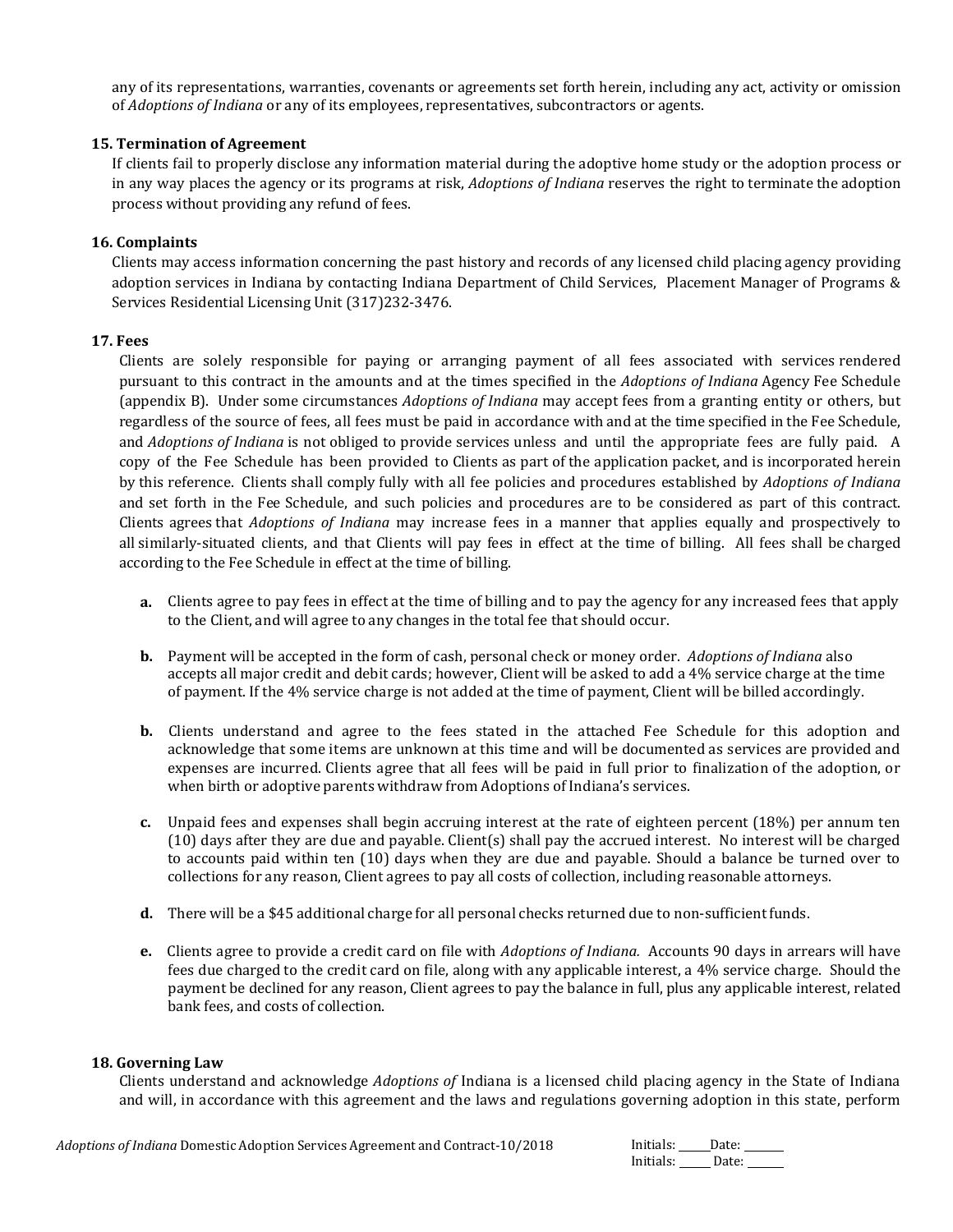any of its representations, warranties, covenants or agreements set forth herein, including any act, activity or omission of *Adoptions of Indiana* or any of its employees, representatives, subcontractors or agents.

**15. Termination of Agreement**

If clients fail to properly disclose any information material during the adoptive home study or the adoption process or in any way places the agency or its programs at risk, *Adoptions of Indiana* reserves the right to terminate the adoption process without providing any refund of fees.

**16. Complaints**

Clients may access information concerning the past history and records of any licensed child placing agency providing adoption services in Indiana by contacting Indiana Department of Child Services, Placement Manager of Programs & Services Residential Licensing Unit (317)232-3476.

**17. Fees**

Clients are solely responsible for paying or arranging payment of all fees associated with services rendered pursuant to this contract in the amounts and at the times specified in the *Adoptions of Indiana* Agency Fee Schedule (appendix B). Under some circumstances *Adoptions of Indiana* may accept fees from a granting entity or others, but regardless of the source of fees, all fees must be paid in accordance with and at the time specified in the Fee Schedule, and *Adoptions of Indiana* is not obliged to provide services unless and until the appropriate fees are fully paid. A copy of the Fee Schedule has been provided to Clients as part of the application packet, and is incorporated herein by this reference. Clients shall comply fully with all fee policies and procedures established by *Adoptions of Indiana* and set forth in the Fee Schedule, and such policies and procedures are to be considered as part of this contract. Clients agrees that *Adoptions of Indiana* may increase fees in a manner that applies equally and prospectively to all similarly-situated clients, and that Clients will pay fees in effect at the time of billing. All fees shall be charged according to the Fee Schedule in effect at the time of billing.

- **a.** Clients agree to pay fees in effect at the time of billing and to pay the agency for any increased fees that apply to the Client, and will agree to any changes in the total fee that should occur.
- **b.** Payment will be accepted in the form of cash, personal check or money order. *Adoptions of Indiana* also accepts all major credit and debit cards; however, Client will be asked to add a 4% service charge at the time of payment. If the 4% service charge is not added at the time of payment, Client will be billed accordingly.
- **b.** Clients understand and agree to the fees stated in the attached Fee Schedule for this adoption and acknowledge that some items are unknown at this time and will be documented as services are provided and expenses are incurred. Clients agree that all fees will be paid in full prior to finalization of the adoption, or when birth or adoptive parents withdraw from Adoptions of Indiana's services.
- **c.** Unpaid fees and expenses shall begin accruing interest at the rate of eighteen percent (18%) per annum ten (10) days after they are due and payable. Client(s) shall pay the accrued interest. No interest will be charged to accounts paid within ten (10) days when they are due and payable. Should a balance be turned over to collections for any reason, Client agrees to pay all costs of collection, including reasonable attorneys.
- **d.** There will be a $45 additional charge for all personal checks returned due to non-sufficient funds.
- **e.** Clients agree to provide a credit card on file with *Adoptions of Indiana.* Accounts 90 days in arrears will have fees due charged to the credit card on file, along with any applicable interest, a 4% service charge. Should the payment be declined for any reason, Client agrees to pay the balance in full, plus any applicable interest, related bank fees, and costs of collection.

**18. Governing Law**

Clients understand and acknowledge *Adoptions of* Indiana is a licensed child placing agency in the State of Indiana and will, in accordance with this agreement and the laws and regulations governing adoption in this state, perform

*Adoptions of Indiana* Domestic Adoption Services Agreement and Contract-10/2018

Initials: ______ Date: ______
Initials: ______ Date: ______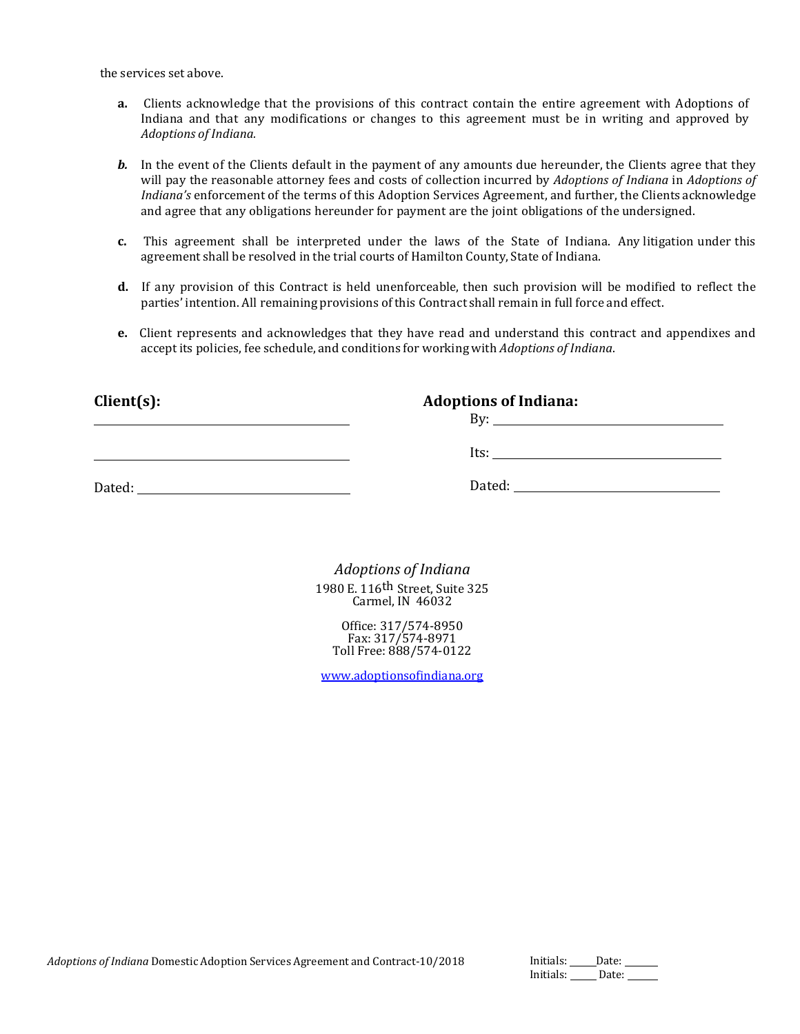the services set above.

**a.** Clients acknowledge that the provisions of this contract contain the entire agreement with Adoptions of Indiana and that any modifications or changes to this agreement must be in writing and approved by *Adoptions of Indiana*.

***b.*** In the event of the Clients default in the payment of any amounts due hereunder, the Clients agree that they will pay the reasonable attorney fees and costs of collection incurred by *Adoptions of Indiana* in *Adoptions of Indiana's* enforcement of the terms of this Adoption Services Agreement, and further, the Clients acknowledge and agree that any obligations hereunder for payment are the joint obligations of the undersigned.

**c.** This agreement shall be interpreted under the laws of the State of Indiana. Any litigation under this agreement shall be resolved in the trial courts of Hamilton County, State of Indiana.

**d.** If any provision of this Contract is held unenforceable, then such provision will be modified to reflect the parties' intention. All remaining provisions of this Contract shall remain in full force and effect.

**e.** Client represents and acknowledges that they have read and understand this contract and appendixes and accept its policies, fee schedule, and conditions for working with *Adoptions of Indiana*.

**Client(s):**

______________________________

______________________________

Dated: ______________________________

**Adoptions of Indiana:**

By: ______________________________

Its: ______________________________

Dated: ______________________________

*Adoptions of Indiana*
1980 E. 116th Street, Suite 325
Carmel, IN 46032

Office: 317/574-8950
Fax: 317/574-8971
Toll Free: 888/574-0122

www.adoptionsofindiana.org

*Adoptions of Indiana* Domestic Adoption Services Agreement and Contract-10/2018

Initials: _____ Date: ______
Initials: _____ Date: ______